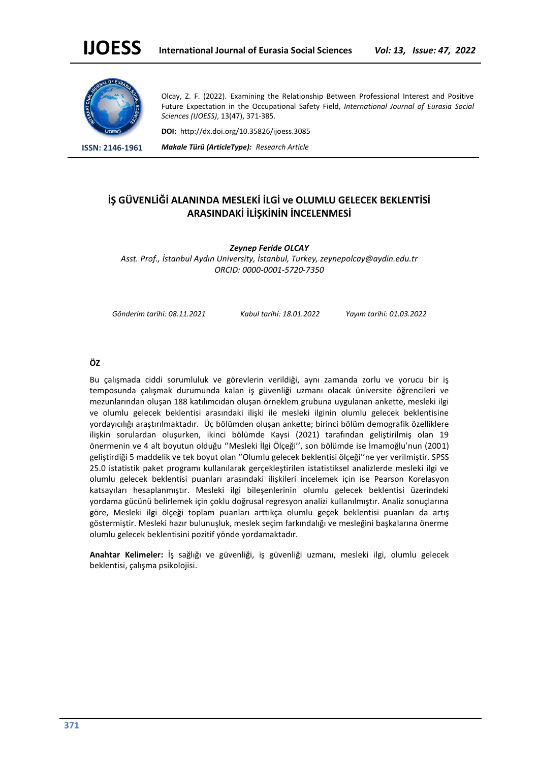Olcay, Z. F. (2022). Examining the Relationship Between Professional Interest and Positive Future Expectation in the Occupational Safety Field, *International Journal of Eurasia Social Sciences (IJOESS)*, 13(47), 371-385.

**DOI:** http://dx.doi.org/10.35826/ijoess.3085

**ISSN: 2146-1961**

***Makale Türü (ArticleType): Research Article***

# İŞ GÜVENLİĞİ ALANINDA MESLEKİ İLGİ ve OLUMLU GELECEK BEKLENTİSİ ARASINDAKİ İLİŞKİNİN İNCELENMESİ

***Zeynep Feride OLCAY***

*Asst. Prof., İstanbul Aydın University, İstanbul, Turkey, zeynepolcay@aydin.edu.tr*

*ORCID: 0000-0001-5720-7350*

*Gönderim tarihi: 08.11.2021* *Kabul tarihi: 18.01.2022* *Yayım tarihi: 01.03.2022*

## ÖZ

Bu çalışmada ciddi sorumluluk ve görevlerin verildiği, aynı zamanda zorlu ve yorucu bir iş temposunda çalışmak durumunda kalan iş güvenliği uzmanı olacak üniversite öğrencileri ve mezunlarından oluşan 188 katılımcıdan oluşan örneklem grubuna uygulanan ankette, mesleki ilgi ve olumlu gelecek beklentisi arasındaki ilişki ile mesleki ilginin olumlu gelecek beklentisine yordayıcılığı araştırılmaktadır. Üç bölümden oluşan ankette; birinci bölüm demografik özelliklere ilişkin sorulardan oluşurken, ikinci bölümde Kaysi (2021) tarafından geliştirilmiş olan 19 önermenin ve 4 alt boyutun olduğu ''Mesleki İlgi Ölçeği'', son bölümde ise İmamoğlu'nun (2001) geliştirdiği 5 maddelik ve tek boyut olan ''Olumlu gelecek beklentisi ölçeği''ne yer verilmiştir. SPSS 25.0 istatistik paket programı kullanılarak gerçekleştirilen istatistiksel analizlerde mesleki ilgi ve olumlu gelecek beklentisi puanları arasındaki ilişkileri incelemek için ise Pearson Korelasyon katsayıları hesaplanmıştır. Mesleki ilgi bileşenlerinin olumlu gelecek beklentisi üzerindeki yordama gücünü belirlemek için çoklu doğrusal regresyon analizi kullanılmıştır. Analiz sonuçlarına göre, Mesleki ilgi ölçeği toplam puanları arttıkça olumlu geçek beklentisi puanları da artış göstermiştir. Mesleki hazır bulunuşluk, meslek seçim farkındalığı ve mesleğini başkalarına önerme olumlu gelecek beklentisini pozitif yönde yordamaktadır.

**Anahtar Kelimeler:** İş sağlığı ve güvenliği, iş güvenliği uzmanı, mesleki ilgi, olumlu gelecek beklentisi, çalışma psikolojisi.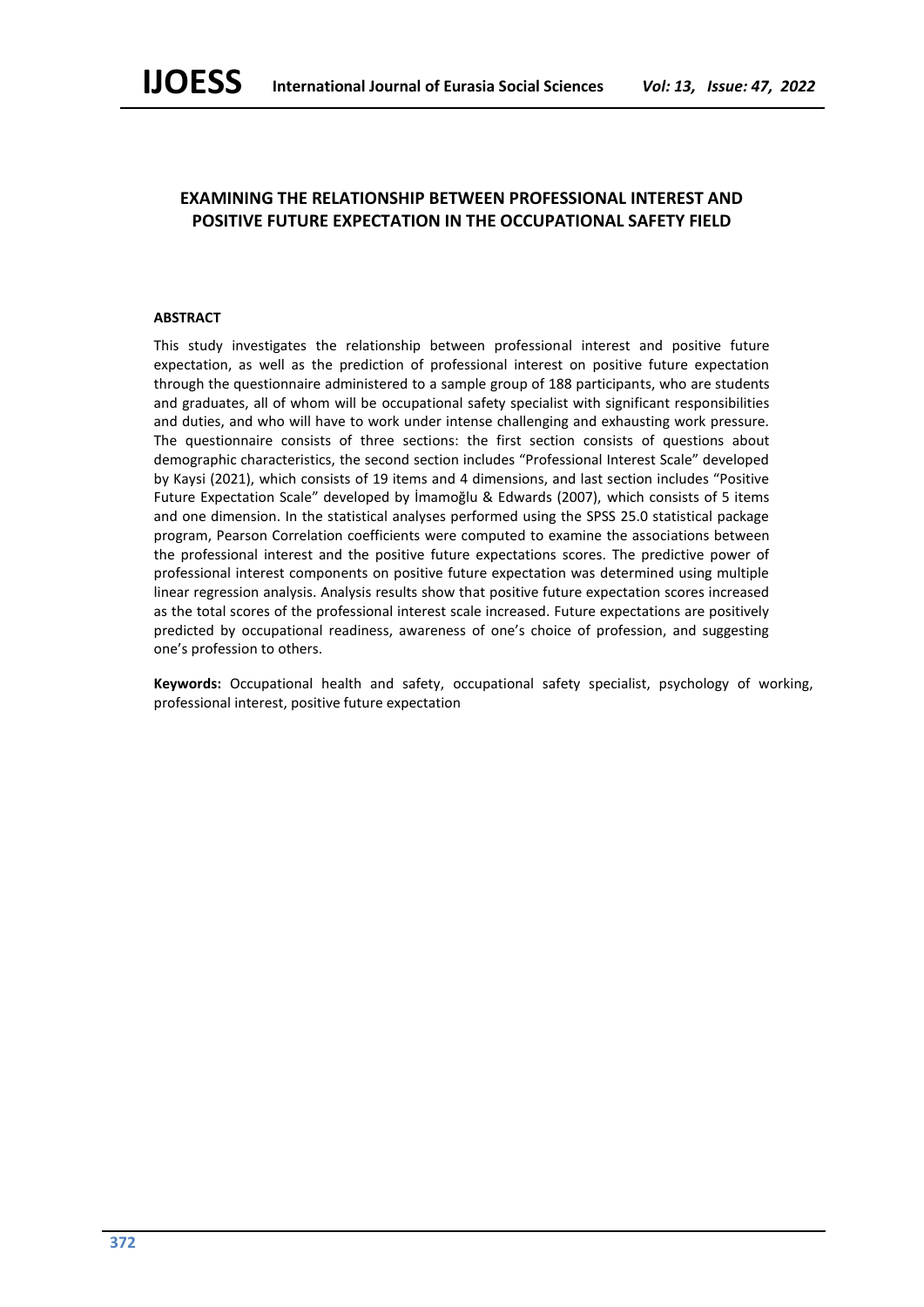## EXAMINING THE RELATIONSHIP BETWEEN PROFESSIONAL INTEREST AND POSITIVE FUTURE EXPECTATION IN THE OCCUPATIONAL SAFETY FIELD

### ABSTRACT

This study investigates the relationship between professional interest and positive future expectation, as well as the prediction of professional interest on positive future expectation through the questionnaire administered to a sample group of 188 participants, who are students and graduates, all of whom will be occupational safety specialist with significant responsibilities and duties, and who will have to work under intense challenging and exhausting work pressure. The questionnaire consists of three sections: the first section consists of questions about demographic characteristics, the second section includes "Professional Interest Scale" developed by Kaysi (2021), which consists of 19 items and 4 dimensions, and last section includes "Positive Future Expectation Scale" developed by İmamoğlu & Edwards (2007), which consists of 5 items and one dimension. In the statistical analyses performed using the SPSS 25.0 statistical package program, Pearson Correlation coefficients were computed to examine the associations between the professional interest and the positive future expectations scores. The predictive power of professional interest components on positive future expectation was determined using multiple linear regression analysis. Analysis results show that positive future expectation scores increased as the total scores of the professional interest scale increased. Future expectations are positively predicted by occupational readiness, awareness of one's choice of profession, and suggesting one's profession to others.

**Keywords:** Occupational health and safety, occupational safety specialist, psychology of working, professional interest, positive future expectation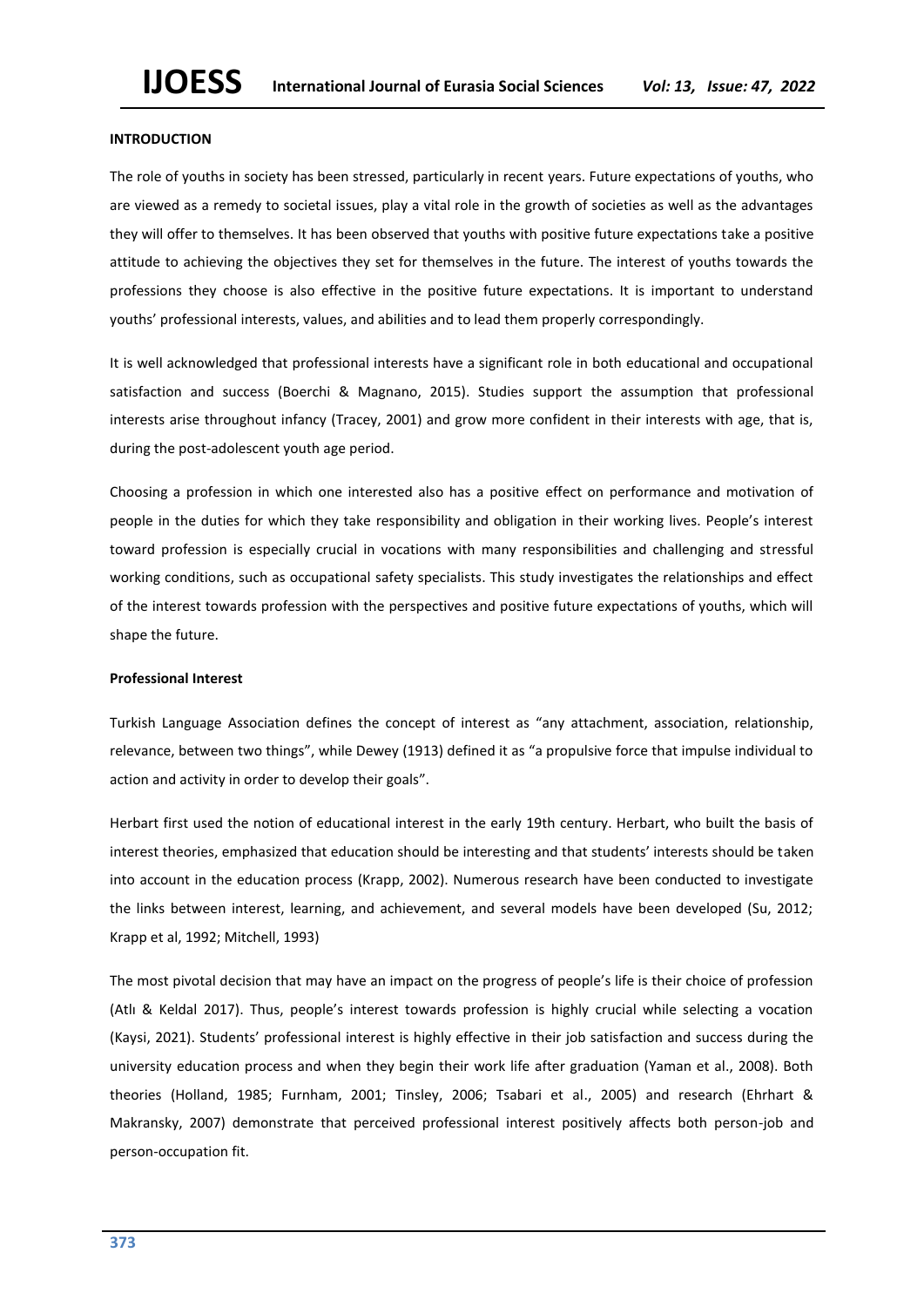## INTRODUCTION

The role of youths in society has been stressed, particularly in recent years. Future expectations of youths, who are viewed as a remedy to societal issues, play a vital role in the growth of societies as well as the advantages they will offer to themselves. It has been observed that youths with positive future expectations take a positive attitude to achieving the objectives they set for themselves in the future. The interest of youths towards the professions they choose is also effective in the positive future expectations. It is important to understand youths' professional interests, values, and abilities and to lead them properly correspondingly.

It is well acknowledged that professional interests have a significant role in both educational and occupational satisfaction and success (Boerchi & Magnano, 2015). Studies support the assumption that professional interests arise throughout infancy (Tracey, 2001) and grow more confident in their interests with age, that is, during the post-adolescent youth age period.

Choosing a profession in which one interested also has a positive effect on performance and motivation of people in the duties for which they take responsibility and obligation in their working lives. People's interest toward profession is especially crucial in vocations with many responsibilities and challenging and stressful working conditions, such as occupational safety specialists. This study investigates the relationships and effect of the interest towards profession with the perspectives and positive future expectations of youths, which will shape the future.

### Professional Interest

Turkish Language Association defines the concept of interest as "any attachment, association, relationship, relevance, between two things", while Dewey (1913) defined it as "a propulsive force that impulse individual to action and activity in order to develop their goals".

Herbart first used the notion of educational interest in the early 19th century. Herbart, who built the basis of interest theories, emphasized that education should be interesting and that students' interests should be taken into account in the education process (Krapp, 2002). Numerous research have been conducted to investigate the links between interest, learning, and achievement, and several models have been developed (Su, 2012; Krapp et al, 1992; Mitchell, 1993)

The most pivotal decision that may have an impact on the progress of people's life is their choice of profession (Atlı & Keldal 2017). Thus, people's interest towards profession is highly crucial while selecting a vocation (Kaysi, 2021). Students' professional interest is highly effective in their job satisfaction and success during the university education process and when they begin their work life after graduation (Yaman et al., 2008). Both theories (Holland, 1985; Furnham, 2001; Tinsley, 2006; Tsabari et al., 2005) and research (Ehrhart & Makransky, 2007) demonstrate that perceived professional interest positively affects both person-job and person-occupation fit.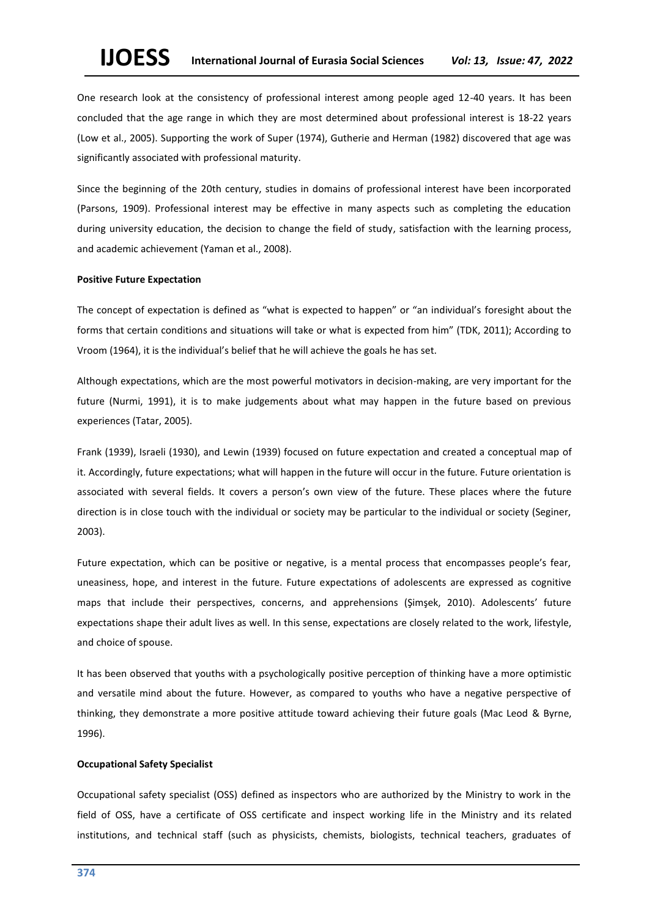One research look at the consistency of professional interest among people aged 12-40 years. It has been concluded that the age range in which they are most determined about professional interest is 18-22 years (Low et al., 2005). Supporting the work of Super (1974), Gutherie and Herman (1982) discovered that age was significantly associated with professional maturity.

Since the beginning of the 20th century, studies in domains of professional interest have been incorporated (Parsons, 1909). Professional interest may be effective in many aspects such as completing the education during university education, the decision to change the field of study, satisfaction with the learning process, and academic achievement (Yaman et al., 2008).

**Positive Future Expectation**

The concept of expectation is defined as "what is expected to happen" or "an individual's foresight about the forms that certain conditions and situations will take or what is expected from him" (TDK, 2011); According to Vroom (1964), it is the individual's belief that he will achieve the goals he has set.

Although expectations, which are the most powerful motivators in decision-making, are very important for the future (Nurmi, 1991), it is to make judgements about what may happen in the future based on previous experiences (Tatar, 2005).

Frank (1939), Israeli (1930), and Lewin (1939) focused on future expectation and created a conceptual map of it. Accordingly, future expectations; what will happen in the future will occur in the future. Future orientation is associated with several fields. It covers a person's own view of the future. These places where the future direction is in close touch with the individual or society may be particular to the individual or society (Seginer, 2003).

Future expectation, which can be positive or negative, is a mental process that encompasses people's fear, uneasiness, hope, and interest in the future. Future expectations of adolescents are expressed as cognitive maps that include their perspectives, concerns, and apprehensions (Şimşek, 2010). Adolescents' future expectations shape their adult lives as well. In this sense, expectations are closely related to the work, lifestyle, and choice of spouse.

It has been observed that youths with a psychologically positive perception of thinking have a more optimistic and versatile mind about the future. However, as compared to youths who have a negative perspective of thinking, they demonstrate a more positive attitude toward achieving their future goals (Mac Leod & Byrne, 1996).

**Occupational Safety Specialist**

Occupational safety specialist (OSS) defined as inspectors who are authorized by the Ministry to work in the field of OSS, have a certificate of OSS certificate and inspect working life in the Ministry and its related institutions, and technical staff (such as physicists, chemists, biologists, technical teachers, graduates of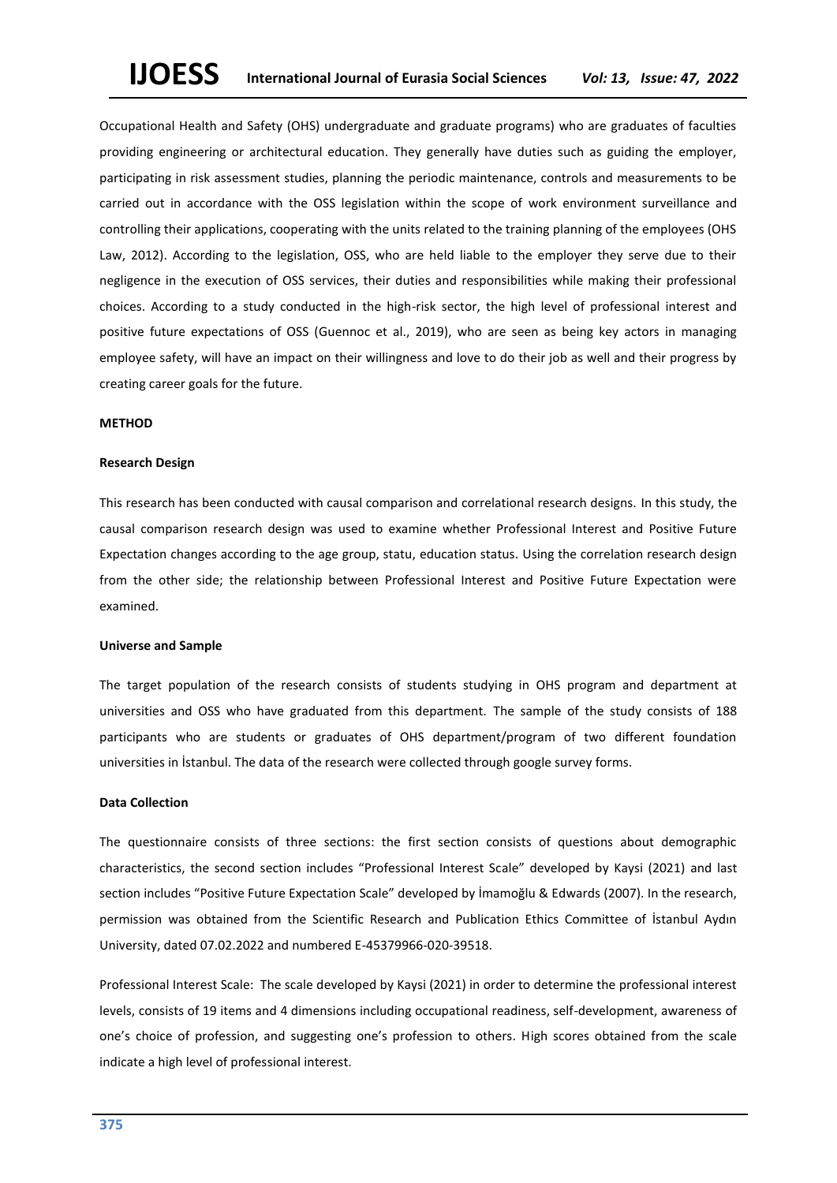Occupational Health and Safety (OHS) undergraduate and graduate programs) who are graduates of faculties providing engineering or architectural education. They generally have duties such as guiding the employer, participating in risk assessment studies, planning the periodic maintenance, controls and measurements to be carried out in accordance with the OSS legislation within the scope of work environment surveillance and controlling their applications, cooperating with the units related to the training planning of the employees (OHS Law, 2012). According to the legislation, OSS, who are held liable to the employer they serve due to their negligence in the execution of OSS services, their duties and responsibilities while making their professional choices. According to a study conducted in the high-risk sector, the high level of professional interest and positive future expectations of OSS (Guennoc et al., 2019), who are seen as being key actors in managing employee safety, will have an impact on their willingness and love to do their job as well and their progress by creating career goals for the future.

## METHOD

### Research Design

This research has been conducted with causal comparison and correlational research designs. In this study, the causal comparison research design was used to examine whether Professional Interest and Positive Future Expectation changes according to the age group, statu, education status. Using the correlation research design from the other side; the relationship between Professional Interest and Positive Future Expectation were examined.

### Universe and Sample

The target population of the research consists of students studying in OHS program and department at universities and OSS who have graduated from this department. The sample of the study consists of 188 participants who are students or graduates of OHS department/program of two different foundation universities in İstanbul. The data of the research were collected through google survey forms.

### Data Collection

The questionnaire consists of three sections: the first section consists of questions about demographic characteristics, the second section includes "Professional Interest Scale" developed by Kaysi (2021) and last section includes "Positive Future Expectation Scale" developed by İmamoğlu & Edwards (2007). In the research, permission was obtained from the Scientific Research and Publication Ethics Committee of İstanbul Aydın University, dated 07.02.2022 and numbered E-45379966-020-39518.

Professional Interest Scale: The scale developed by Kaysi (2021) in order to determine the professional interest levels, consists of 19 items and 4 dimensions including occupational readiness, self-development, awareness of one's choice of profession, and suggesting one's profession to others. High scores obtained from the scale indicate a high level of professional interest.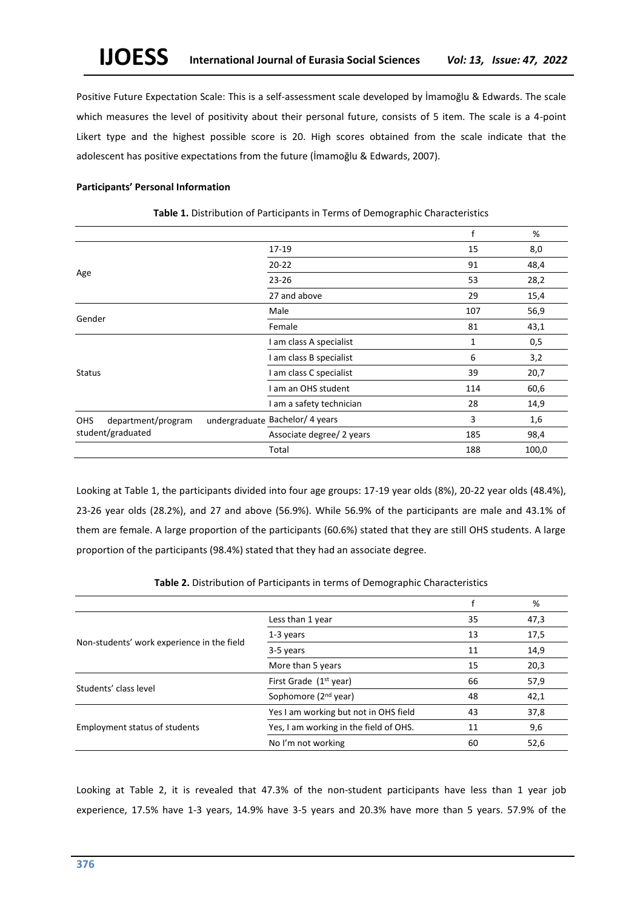Positive Future Expectation Scale: This is a self-assessment scale developed by İmamoğlu & Edwards. The scale which measures the level of positivity about their personal future, consists of 5 item. The scale is a 4-point Likert type and the highest possible score is 20. High scores obtained from the scale indicate that the adolescent has positive expectations from the future (İmamoğlu & Edwards, 2007).

**Participants' Personal Information**

**Table 1.** Distribution of Participants in Terms of Demographic Characteristics

| | | f | % |
|---|---|---|---|
| Age | 17-19 | 15 | 8,0 |
| | 20-22 | 91 | 48,4 |
| | 23-26 | 53 | 28,2 |
| | 27 and above | 29 | 15,4 |
| Gender | Male | 107 | 56,9 |
| | Female | 81 | 43,1 |
| Status | I am class A specialist | 1 | 0,5 |
| | I am class B specialist | 6 | 3,2 |
| | I am class C specialist | 39 | 20,7 |
| | I am an OHS student | 114 | 60,6 |
| | I am a safety technician | 28 | 14,9 |
| OHS department/program undergraduate student/graduated | Bachelor/ 4 years | 3 | 1,6 |
| | Associate degree/ 2 years | 185 | 98,4 |
| | Total | 188 | 100,0 |

Looking at Table 1, the participants divided into four age groups: 17-19 year olds (8%), 20-22 year olds (48.4%), 23-26 year olds (28.2%), and 27 and above (56.9%). While 56.9% of the participants are male and 43.1% of them are female. A large proportion of the participants (60.6%) stated that they are still OHS students. A large proportion of the participants (98.4%) stated that they had an associate degree.

**Table 2.** Distribution of Participants in terms of Demographic Characteristics

| | | f | % |
|---|---|---|---|
| Non-students' work experience in the field | Less than 1 year | 35 | 47,3 |
| | 1-3 years | 13 | 17,5 |
| | 3-5 years | 11 | 14,9 |
| | More than 5 years | 15 | 20,3 |
| Students' class level | First Grade (1st year) | 66 | 57,9 |
| | Sophomore (2nd year) | 48 | 42,1 |
| Employment status of students | Yes I am working but not in OHS field | 43 | 37,8 |
| | Yes, I am working in the field of OHS. | 11 | 9,6 |
| | No I'm not working | 60 | 52,6 |

Looking at Table 2, it is revealed that 47.3% of the non-student participants have less than 1 year job experience, 17.5% have 1-3 years, 14.9% have 3-5 years and 20.3% have more than 5 years. 57.9% of the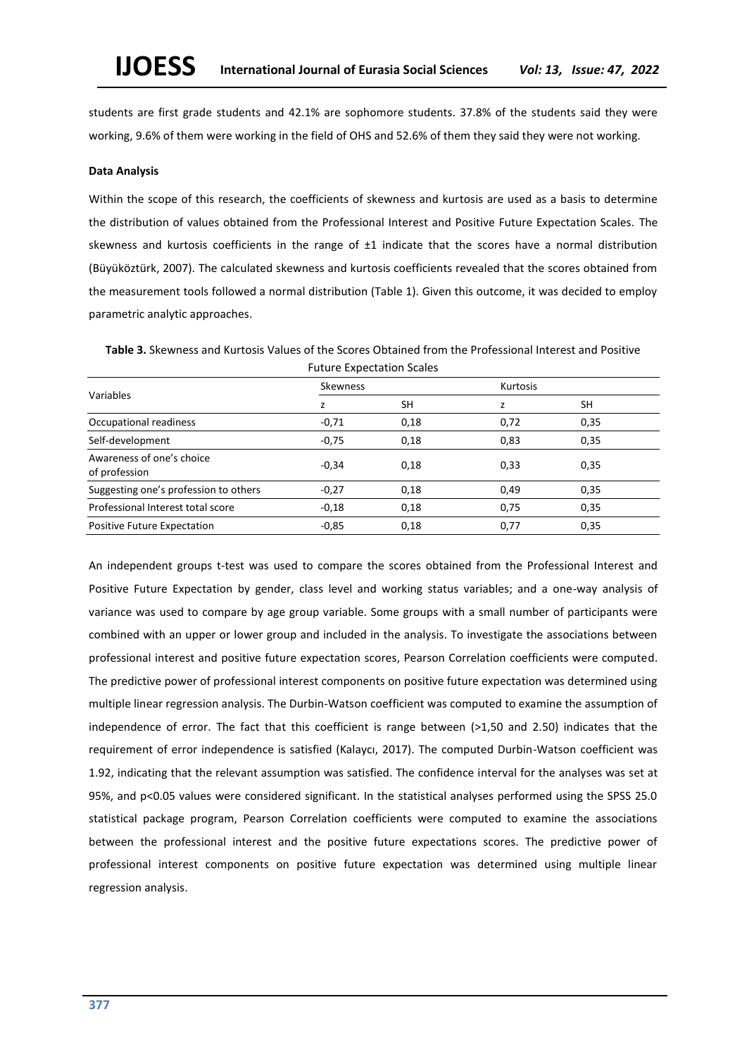students are first grade students and 42.1% are sophomore students. 37.8% of the students said they were working, 9.6% of them were working in the field of OHS and 52.6% of them they said they were not working.

**Data Analysis**

Within the scope of this research, the coefficients of skewness and kurtosis are used as a basis to determine the distribution of values obtained from the Professional Interest and Positive Future Expectation Scales. The skewness and kurtosis coefficients in the range of ±1 indicate that the scores have a normal distribution (Büyüköztürk, 2007). The calculated skewness and kurtosis coefficients revealed that the scores obtained from the measurement tools followed a normal distribution (Table 1). Given this outcome, it was decided to employ parametric analytic approaches.

**Table 3.** Skewness and Kurtosis Values of the Scores Obtained from the Professional Interest and Positive Future Expectation Scales

| Variables | Skewness | | Kurtosis | |
|---|---|---|---|---|
| | z | SH | z | SH |
| Occupational readiness | -0,71 | 0,18 | 0,72 | 0,35 |
| Self-development | -0,75 | 0,18 | 0,83 | 0,35 |
| Awareness of one's choice of profession | -0,34 | 0,18 | 0,33 | 0,35 |
| Suggesting one's profession to others | -0,27 | 0,18 | 0,49 | 0,35 |
| Professional Interest total score | -0,18 | 0,18 | 0,75 | 0,35 |
| Positive Future Expectation | -0,85 | 0,18 | 0,77 | 0,35 |

An independent groups t-test was used to compare the scores obtained from the Professional Interest and Positive Future Expectation by gender, class level and working status variables; and a one-way analysis of variance was used to compare by age group variable. Some groups with a small number of participants were combined with an upper or lower group and included in the analysis. To investigate the associations between professional interest and positive future expectation scores, Pearson Correlation coefficients were computed. The predictive power of professional interest components on positive future expectation was determined using multiple linear regression analysis. The Durbin-Watson coefficient was computed to examine the assumption of independence of error. The fact that this coefficient is range between (>1,50 and 2.50) indicates that the requirement of error independence is satisfied (Kalaycı, 2017). The computed Durbin-Watson coefficient was 1.92, indicating that the relevant assumption was satisfied. The confidence interval for the analyses was set at 95%, and p<0.05 values were considered significant. In the statistical analyses performed using the SPSS 25.0 statistical package program, Pearson Correlation coefficients were computed to examine the associations between the professional interest and the positive future expectations scores. The predictive power of professional interest components on positive future expectation was determined using multiple linear regression analysis.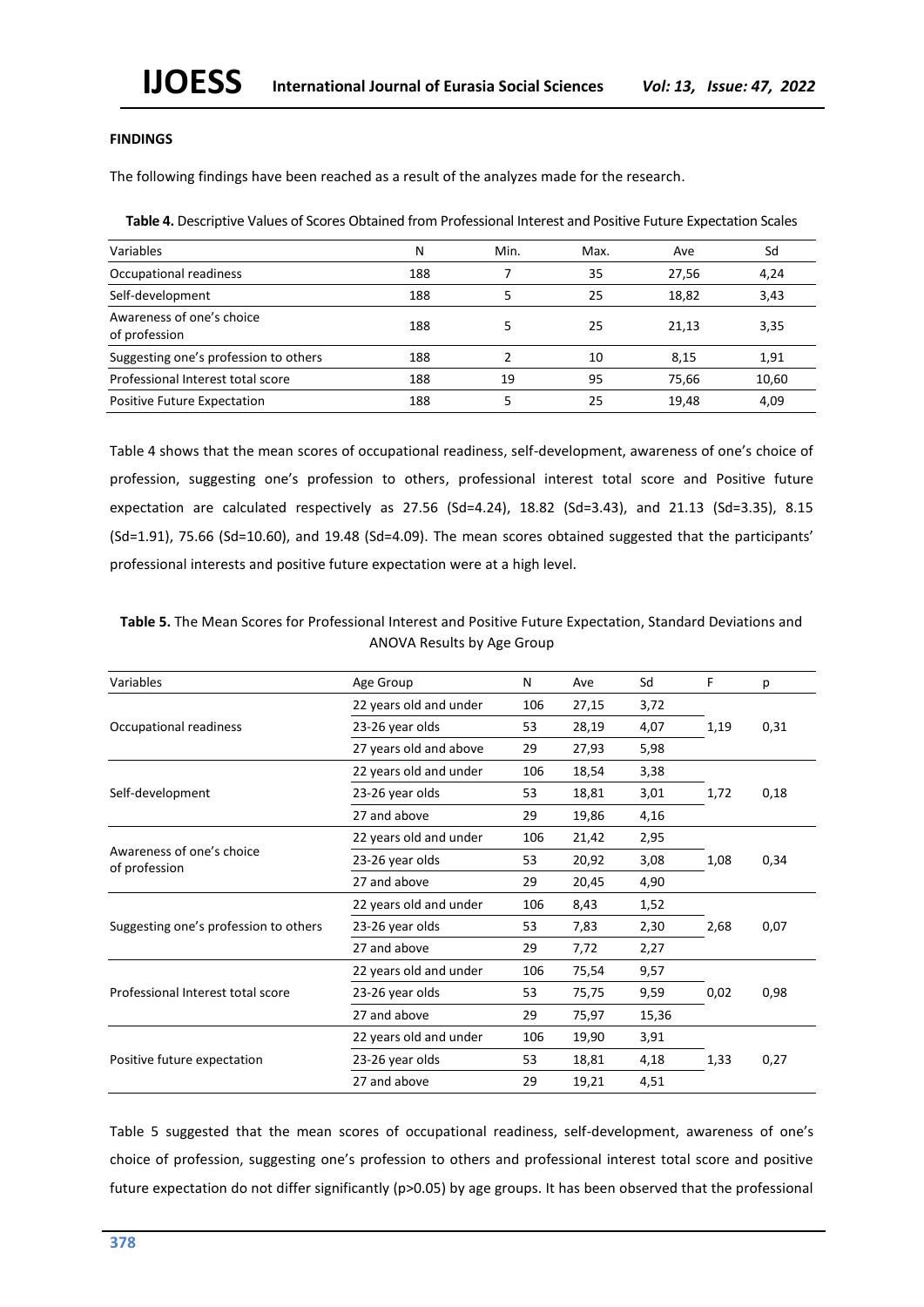**FINDINGS**

The following findings have been reached as a result of the analyzes made for the research.

**Table 4.** Descriptive Values of Scores Obtained from Professional Interest and Positive Future Expectation Scales

| Variables | N | Min. | Max. | Ave | Sd |
|---|---|---|---|---|---|
| Occupational readiness | 188 | 7 | 35 | 27,56 | 4,24 |
| Self-development | 188 | 5 | 25 | 18,82 | 3,43 |
| Awareness of one's choice of profession | 188 | 5 | 25 | 21,13 | 3,35 |
| Suggesting one's profession to others | 188 | 2 | 10 | 8,15 | 1,91 |
| Professional Interest total score | 188 | 19 | 95 | 75,66 | 10,60 |
| Positive Future Expectation | 188 | 5 | 25 | 19,48 | 4,09 |

Table 4 shows that the mean scores of occupational readiness, self-development, awareness of one's choice of profession, suggesting one's profession to others, professional interest total score and Positive future expectation are calculated respectively as 27.56 (Sd=4.24), 18.82 (Sd=3.43), and 21.13 (Sd=3.35), 8.15 (Sd=1.91), 75.66 (Sd=10.60), and 19.48 (Sd=4.09). The mean scores obtained suggested that the participants' professional interests and positive future expectation were at a high level.

**Table 5.** The Mean Scores for Professional Interest and Positive Future Expectation, Standard Deviations and ANOVA Results by Age Group

| Variables | Age Group | N | Ave | Sd | F | p |
|---|---|---|---|---|---|---|
| Occupational readiness | 22 years old and under | 106 | 27,15 | 3,72 | 1,19 | 0,31 |
| | 23-26 year olds | 53 | 28,19 | 4,07 | | |
| | 27 years old and above | 29 | 27,93 | 5,98 | | |
| Self-development | 22 years old and under | 106 | 18,54 | 3,38 | 1,72 | 0,18 |
| | 23-26 year olds | 53 | 18,81 | 3,01 | | |
| | 27 and above | 29 | 19,86 | 4,16 | | |
| Awareness of one's choice of profession | 22 years old and under | 106 | 21,42 | 2,95 | 1,08 | 0,34 |
| | 23-26 year olds | 53 | 20,92 | 3,08 | | |
| | 27 and above | 29 | 20,45 | 4,90 | | |
| Suggesting one's profession to others | 22 years old and under | 106 | 8,43 | 1,52 | 2,68 | 0,07 |
| | 23-26 year olds | 53 | 7,83 | 2,30 | | |
| | 27 and above | 29 | 7,72 | 2,27 | | |
| Professional Interest total score | 22 years old and under | 106 | 75,54 | 9,57 | 0,02 | 0,98 |
| | 23-26 year olds | 53 | 75,75 | 9,59 | | |
| | 27 and above | 29 | 75,97 | 15,36 | | |
| Positive future expectation | 22 years old and under | 106 | 19,90 | 3,91 | 1,33 | 0,27 |
| | 23-26 year olds | 53 | 18,81 | 4,18 | | |
| | 27 and above | 29 | 19,21 | 4,51 | | |

Table 5 suggested that the mean scores of occupational readiness, self-development, awareness of one's choice of profession, suggesting one's profession to others and professional interest total score and positive future expectation do not differ significantly ($p>0.05$) by age groups. It has been observed that the professional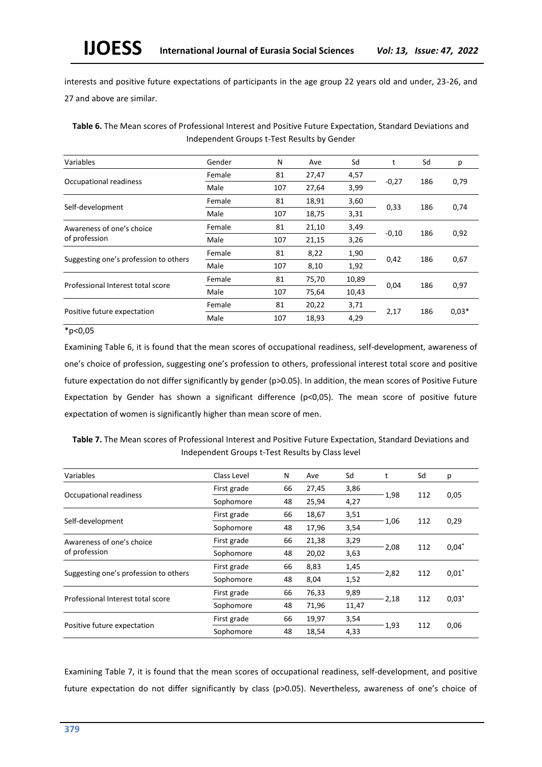interests and positive future expectations of participants in the age group 22 years old and under, 23-26, and 27 and above are similar.

**Table 6.** The Mean scores of Professional Interest and Positive Future Expectation, Standard Deviations and Independent Groups t-Test Results by Gender

| Variables | Gender | N | Ave | Sd | t | Sd | p |
|---|---|---|---|---|---|---|---|
| Occupational readiness | Female | 81 | 27,47 | 4,57 | -0,27 | 186 | 0,79 |
| | Male | 107 | 27,64 | 3,99 | | | |
| Self-development | Female | 81 | 18,91 | 3,60 | 0,33 | 186 | 0,74 |
| | Male | 107 | 18,75 | 3,31 | | | |
| Awareness of one's choice of profession | Female | 81 | 21,10 | 3,49 | -0,10 | 186 | 0,92 |
| | Male | 107 | 21,15 | 3,26 | | | |
| Suggesting one's profession to others | Female | 81 | 8,22 | 1,90 | 0,42 | 186 | 0,67 |
| | Male | 107 | 8,10 | 1,92 | | | |
| Professional Interest total score | Female | 81 | 75,70 | 10,89 | 0,04 | 186 | 0,97 |
| | Male | 107 | 75,64 | 10,43 | | | |
| Positive future expectation | Female | 81 | 20,22 | 3,71 | 2,17 | 186 | 0,03* |
| | Male | 107 | 18,93 | 4,29 | | | |

*p<0,05

Examining Table 6, it is found that the mean scores of occupational readiness, self-development, awareness of one's choice of profession, suggesting one's profession to others, professional interest total score and positive future expectation do not differ significantly by gender (p>0.05). In addition, the mean scores of Positive Future Expectation by Gender has shown a significant difference (p<0,05). The mean score of positive future expectation of women is significantly higher than mean score of men.

**Table 7.** The Mean scores of Professional Interest and Positive Future Expectation, Standard Deviations and Independent Groups t-Test Results by Class level

| Variables | Class Level | N | Ave | Sd | t | Sd | p |
|---|---|---|---|---|---|---|---|
| Occupational readiness | First grade | 66 | 27,45 | 3,86 | 1,98 | 112 | 0,05 |
| | Sophomore | 48 | 25,94 | 4,27 | | | |
| Self-development | First grade | 66 | 18,67 | 3,51 | 1,06 | 112 | 0,29 |
| | Sophomore | 48 | 17,96 | 3,54 | | | |
| Awareness of one's choice of profession | First grade | 66 | 21,38 | 3,29 | 2,08 | 112 | 0,04* |
| | Sophomore | 48 | 20,02 | 3,63 | | | |
| Suggesting one's profession to others | First grade | 66 | 8,83 | 1,45 | 2,82 | 112 | 0,01* |
| | Sophomore | 48 | 8,04 | 1,52 | | | |
| Professional Interest total score | First grade | 66 | 76,33 | 9,89 | 2,18 | 112 | 0,03* |
| | Sophomore | 48 | 71,96 | 11,47 | | | |
| Positive future expectation | First grade | 66 | 19,97 | 3,54 | 1,93 | 112 | 0,06 |
| | Sophomore | 48 | 18,54 | 4,33 | | | |

Examining Table 7, it is found that the mean scores of occupational readiness, self-development, and positive future expectation do not differ significantly by class (p>0.05). Nevertheless, awareness of one's choice of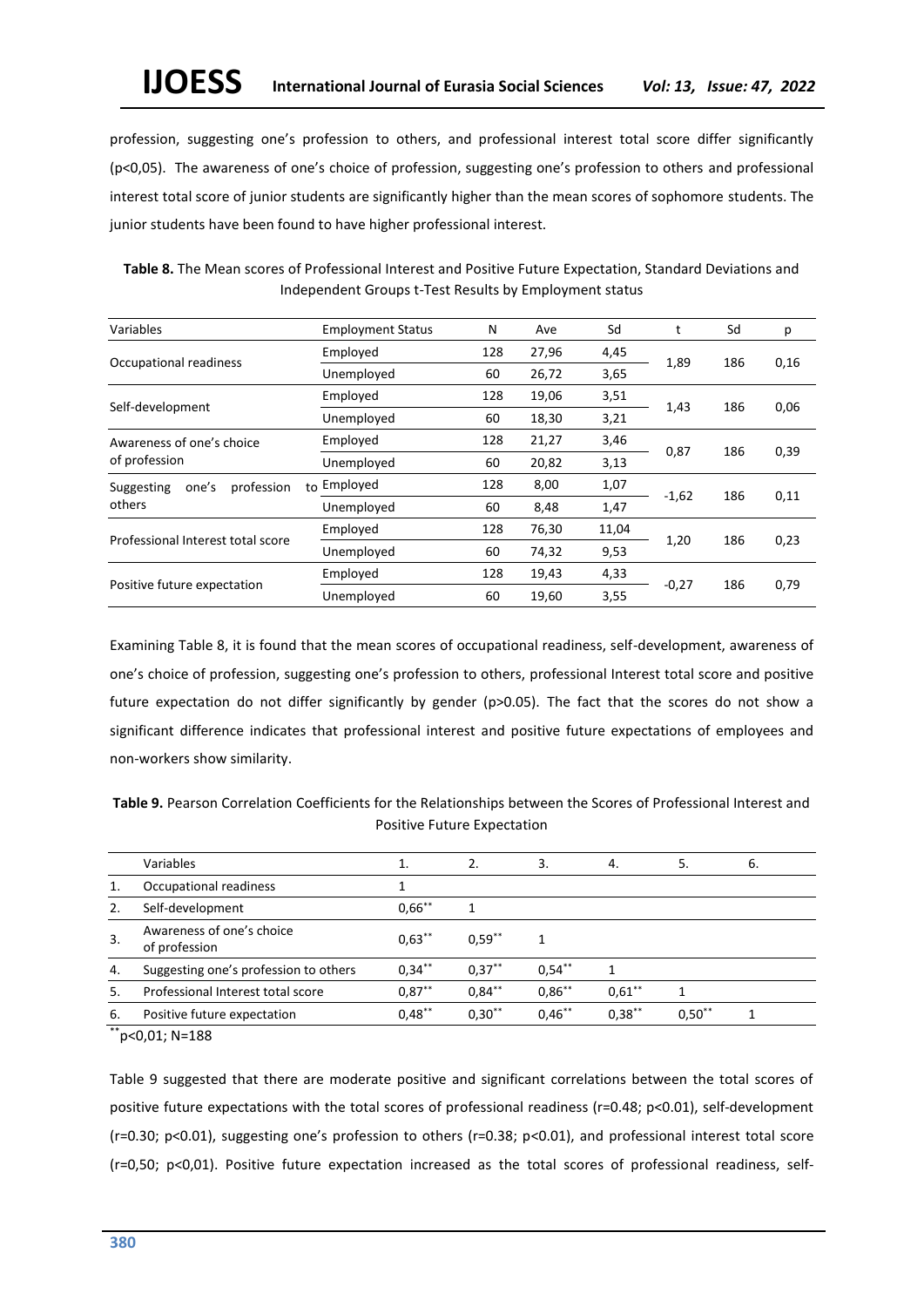profession, suggesting one's profession to others, and professional interest total score differ significantly ($p<0,05$). The awareness of one's choice of profession, suggesting one's profession to others and professional interest total score of junior students are significantly higher than the mean scores of sophomore students. The junior students have been found to have higher professional interest.

**Table 8.** The Mean scores of Professional Interest and Positive Future Expectation, Standard Deviations and Independent Groups t-Test Results by Employment status

| Variables | Employment Status | N | Ave | Sd | t | Sd | p |
|---|---|---|---|---|---|---|---|
| Occupational readiness | Employed | 128 | 27,96 | 4,45 | 1,89 | 186 | 0,16 |
| | Unemployed | 60 | 26,72 | 3,65 | | | |
| Self-development | Employed | 128 | 19,06 | 3,51 | 1,43 | 186 | 0,06 |
| | Unemployed | 60 | 18,30 | 3,21 | | | |
| Awareness of one's choice of profession | Employed | 128 | 21,27 | 3,46 | 0,87 | 186 | 0,39 |
| | Unemployed | 60 | 20,82 | 3,13 | | | |
| Suggesting one's profession to others | Employed | 128 | 8,00 | 1,07 | -1,62 | 186 | 0,11 |
| | Unemployed | 60 | 8,48 | 1,47 | | | |
| Professional Interest total score | Employed | 128 | 76,30 | 11,04 | 1,20 | 186 | 0,23 |
| | Unemployed | 60 | 74,32 | 9,53 | | | |
| Positive future expectation | Employed | 128 | 19,43 | 4,33 | -0,27 | 186 | 0,79 |
| | Unemployed | 60 | 19,60 | 3,55 | | | |

Examining Table 8, it is found that the mean scores of occupational readiness, self-development, awareness of one's choice of profession, suggesting one's profession to others, professional Interest total score and positive future expectation do not differ significantly by gender ($p>0.05$). The fact that the scores do not show a significant difference indicates that professional interest and positive future expectations of employees and non-workers show similarity.

**Table 9.** Pearson Correlation Coefficients for the Relationships between the Scores of Professional Interest and Positive Future Expectation

| | Variables | 1. | 2. | 3. | 4. | 5. | 6. |
|---|---|---|---|---|---|---|---|
| 1. | Occupational readiness | 1 | | | | | |
| 2. | Self-development | 0,66** | 1 | | | | |
| 3. | Awareness of one's choice of profession | 0,63** | 0,59** | 1 | | | |
| 4. | Suggesting one's profession to others | 0,34** | 0,37** | 0,54** | 1 | | |
| 5. | Professional Interest total score | 0,87** | 0,84** | 0,86** | 0,61** | 1 | |
| 6. | Positive future expectation | 0,48** | 0,30** | 0,46** | 0,38** | 0,50** | 1 |

** $p<0,01$; N=188

Table 9 suggested that there are moderate positive and significant correlations between the total scores of positive future expectations with the total scores of professional readiness ($r=0.48$; $p<0.01$), self-development ($r=0.30$; $p<0.01$), suggesting one's profession to others ($r=0.38$; $p<0.01$), and professional interest total score ($r=0,50$; $p<0,01$). Positive future expectation increased as the total scores of professional readiness, self-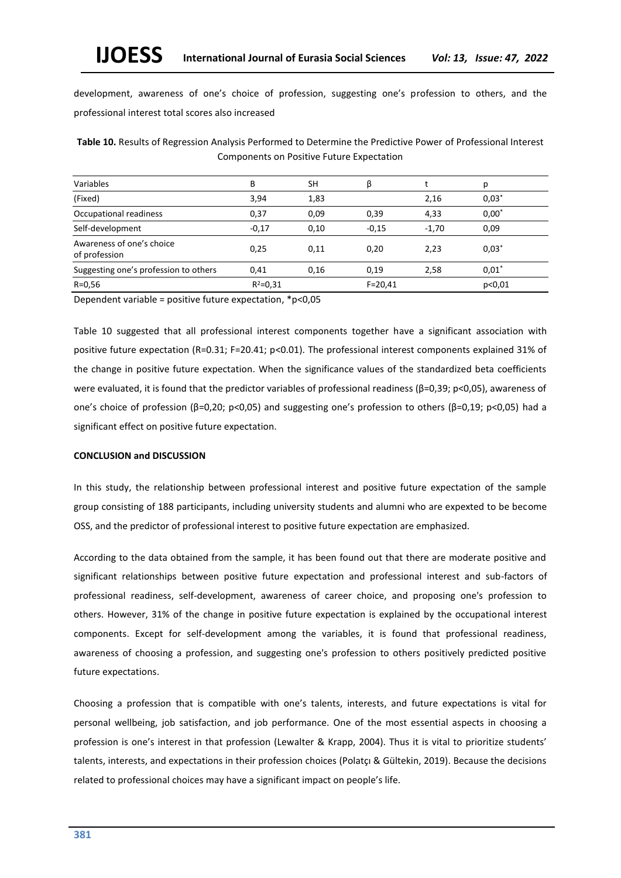development, awareness of one's choice of profession, suggesting one's profession to others, and the professional interest total scores also increased

**Table 10.** Results of Regression Analysis Performed to Determine the Predictive Power of Professional Interest Components on Positive Future Expectation

| Variables | B | SH | β | t | p |
|---|---|---|---|---|---|
| (Fixed) | 3,94 | 1,83 | | 2,16 | 0,03* |
| Occupational readiness | 0,37 | 0,09 | 0,39 | 4,33 | 0,00* |
| Self-development | -0,17 | 0,10 | -0,15 | -1,70 | 0,09 |
| Awareness of one's choice of profession | 0,25 | 0,11 | 0,20 | 2,23 | 0,03* |
| Suggesting one's profession to others | 0,41 | 0,16 | 0,19 | 2,58 | 0,01* |
| R=0,56 | $R^2$=0,31 | | F=20,41 | | p<0,01 |

Dependent variable = positive future expectation, *p<0,05

Table 10 suggested that all professional interest components together have a significant association with positive future expectation (R=0.31; F=20.41; p<0.01). The professional interest components explained 31% of the change in positive future expectation. When the significance values of the standardized beta coefficients were evaluated, it is found that the predictor variables of professional readiness (β=0,39; p<0,05), awareness of one's choice of profession (β=0,20; p<0,05) and suggesting one's profession to others (β=0,19; p<0,05) had a significant effect on positive future expectation.

## CONCLUSION and DISCUSSION

In this study, the relationship between professional interest and positive future expectation of the sample group consisting of 188 participants, including university students and alumni who are expexted to be become OSS, and the predictor of professional interest to positive future expectation are emphasized.

According to the data obtained from the sample, it has been found out that there are moderate positive and significant relationships between positive future expectation and professional interest and sub-factors of professional readiness, self-development, awareness of career choice, and proposing one's profession to others. However, 31% of the change in positive future expectation is explained by the occupational interest components. Except for self-development among the variables, it is found that professional readiness, awareness of choosing a profession, and suggesting one's profession to others positively predicted positive future expectations.

Choosing a profession that is compatible with one's talents, interests, and future expectations is vital for personal wellbeing, job satisfaction, and job performance. One of the most essential aspects in choosing a profession is one's interest in that profession (Lewalter & Krapp, 2004). Thus it is vital to prioritize students' talents, interests, and expectations in their profession choices (Polatçı & Gültekin, 2019). Because the decisions related to professional choices may have a significant impact on people's life.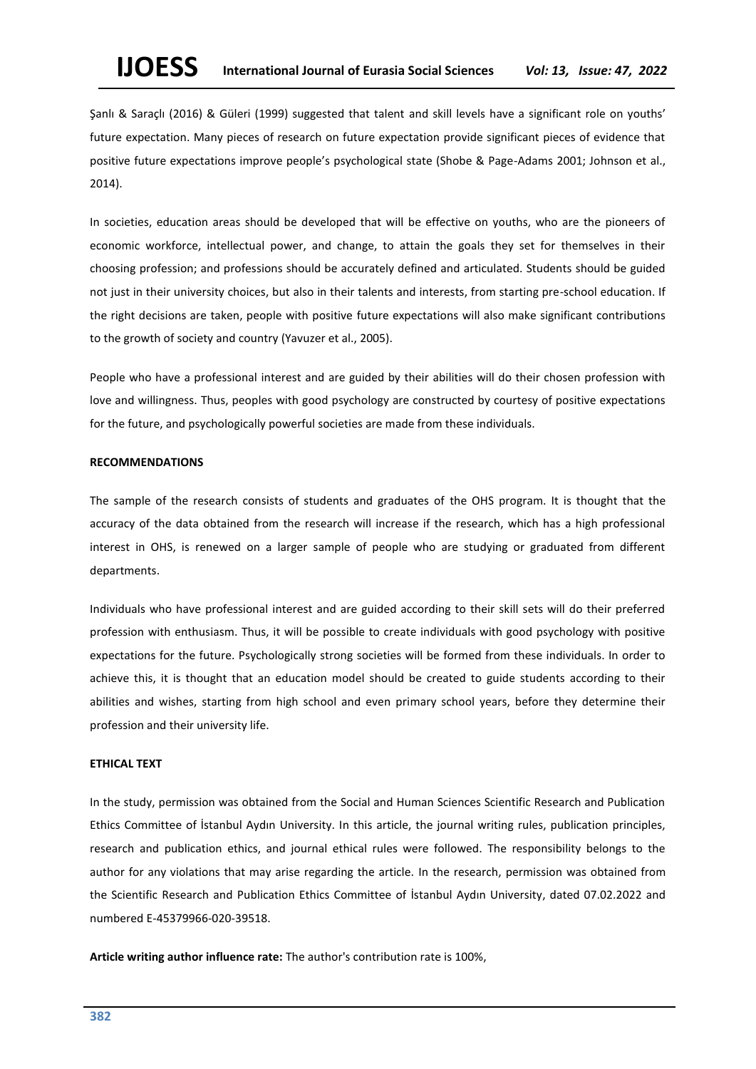Şanlı & Saraçlı (2016) & Güleri (1999) suggested that talent and skill levels have a significant role on youths' future expectation. Many pieces of research on future expectation provide significant pieces of evidence that positive future expectations improve people's psychological state (Shobe & Page-Adams 2001; Johnson et al., 2014).

In societies, education areas should be developed that will be effective on youths, who are the pioneers of economic workforce, intellectual power, and change, to attain the goals they set for themselves in their choosing profession; and professions should be accurately defined and articulated. Students should be guided not just in their university choices, but also in their talents and interests, from starting pre-school education. If the right decisions are taken, people with positive future expectations will also make significant contributions to the growth of society and country (Yavuzer et al., 2005).

People who have a professional interest and are guided by their abilities will do their chosen profession with love and willingness. Thus, peoples with good psychology are constructed by courtesy of positive expectations for the future, and psychologically powerful societies are made from these individuals.

## RECOMMENDATIONS

The sample of the research consists of students and graduates of the OHS program. It is thought that the accuracy of the data obtained from the research will increase if the research, which has a high professional interest in OHS, is renewed on a larger sample of people who are studying or graduated from different departments.

Individuals who have professional interest and are guided according to their skill sets will do their preferred profession with enthusiasm. Thus, it will be possible to create individuals with good psychology with positive expectations for the future. Psychologically strong societies will be formed from these individuals. In order to achieve this, it is thought that an education model should be created to guide students according to their abilities and wishes, starting from high school and even primary school years, before they determine their profession and their university life.

## ETHICAL TEXT

In the study, permission was obtained from the Social and Human Sciences Scientific Research and Publication Ethics Committee of İstanbul Aydın University. In this article, the journal writing rules, publication principles, research and publication ethics, and journal ethical rules were followed. The responsibility belongs to the author for any violations that may arise regarding the article. In the research, permission was obtained from the Scientific Research and Publication Ethics Committee of İstanbul Aydın University, dated 07.02.2022 and numbered E-45379966-020-39518.

**Article writing author influence rate:** The author's contribution rate is 100%,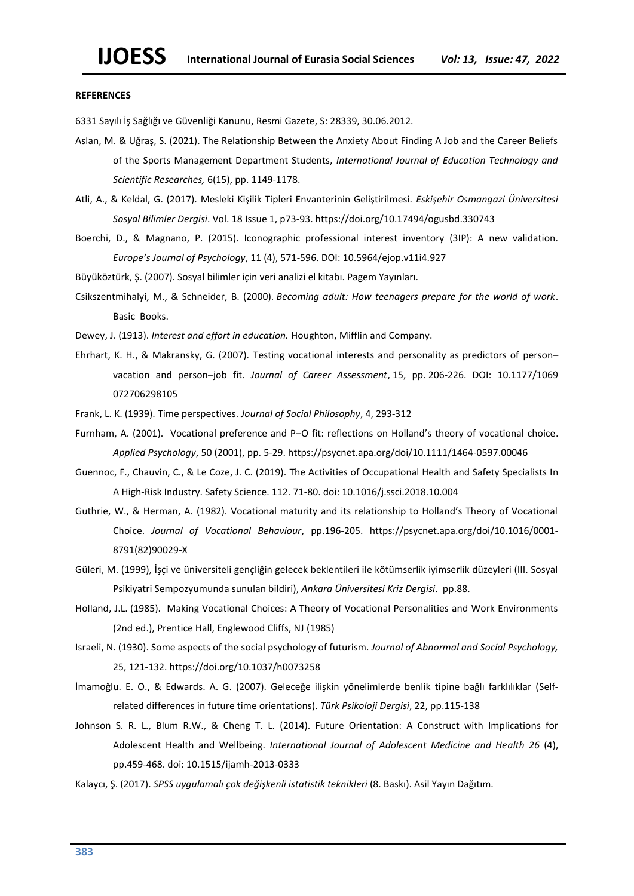**REFERENCES**

6331 Sayılı İş Sağlığı ve Güvenliği Kanunu, Resmi Gazete, S: 28339, 30.06.2012.

Aslan, M. & Uğraş, S. (2021). The Relationship Between the Anxiety About Finding A Job and the Career Beliefs of the Sports Management Department Students, *International Journal of Education Technology and Scientific Researches,* 6(15), pp. 1149-1178.

Atli, A., & Keldal, G. (2017). Mesleki Kişilik Tipleri Envanterinin Geliştirilmesi. *Eskişehir Osmangazi Üniversitesi Sosyal Bilimler Dergisi*. Vol. 18 Issue 1, p73-93. https://doi.org/10.17494/ogusbd.330743

Boerchi, D., & Magnano, P. (2015). Iconographic professional interest inventory (3IP): A new validation. *Europe's Journal of Psychology*, 11 (4), 571-596. DOI: 10.5964/ejop.v11i4.927

Büyüköztürk, Ş. (2007). Sosyal bilimler için veri analizi el kitabı. Pagem Yayınları.

Csikszentmihalyi, M., & Schneider, B. (2000). *Becoming adult: How teenagers prepare for the world of work*. Basic Books.

Dewey, J. (1913). *Interest and effort in education.* Houghton, Mifflin and Company.

Ehrhart, K. H., & Makransky, G. (2007). Testing vocational interests and personality as predictors of person–vacation and person–job fit. *Journal of Career Assessment*, 15, pp. 206-226. DOI: 10.1177/1069 072706298105

Frank, L. K. (1939). Time perspectives. *Journal of Social Philosophy*, 4, 293-312

Furnham, A. (2001). Vocational preference and P–O fit: reflections on Holland's theory of vocational choice. *Applied Psychology*, 50 (2001), pp. 5-29. https://psycnet.apa.org/doi/10.1111/1464-0597.00046

Guennoc, F., Chauvin, C., & Le Coze, J. C. (2019). The Activities of Occupational Health and Safety Specialists In A High-Risk Industry. Safety Science. 112. 71-80. doi: 10.1016/j.ssci.2018.10.004

Guthrie, W., & Herman, A. (1982). Vocational maturity and its relationship to Holland's Theory of Vocational Choice. *Journal of Vocational Behaviour*, pp.196-205. https://psycnet.apa.org/doi/10.1016/0001-8791(82)90029-X

Güleri, M. (1999), İşçi ve üniversiteli gençliğin gelecek beklentileri ile kötümserlik iyimserlik düzeyleri (III. Sosyal Psikiyatri Sempozyumunda sunulan bildiri), *Ankara Üniversitesi Kriz Dergisi*. pp.88.

Holland, J.L. (1985). Making Vocational Choices: A Theory of Vocational Personalities and Work Environments (2nd ed.), Prentice Hall, Englewood Cliffs, NJ (1985)

Israeli, N. (1930). Some aspects of the social psychology of futurism. *Journal of Abnormal and Social Psychology,* 25, 121-132. https://doi.org/10.1037/h0073258

İmamoğlu. E. O., & Edwards. A. G. (2007). Geleceğe ilişkin yönelimlerde benlik tipine bağlı farklılıklar (Self-related differences in future time orientations). *Türk Psikoloji Dergisi*, 22, pp.115-138

Johnson S. R. L., Blum R.W., & Cheng T. L. (2014). Future Orientation: A Construct with Implications for Adolescent Health and Wellbeing. *International Journal of Adolescent Medicine and Health 26* (4), pp.459-468. doi: 10.1515/ijamh-2013-0333

Kalaycı, Ş. (2017). *SPSS uygulamalı çok değişkenli istatistik teknikleri* (8. Baskı). Asil Yayın Dağıtım.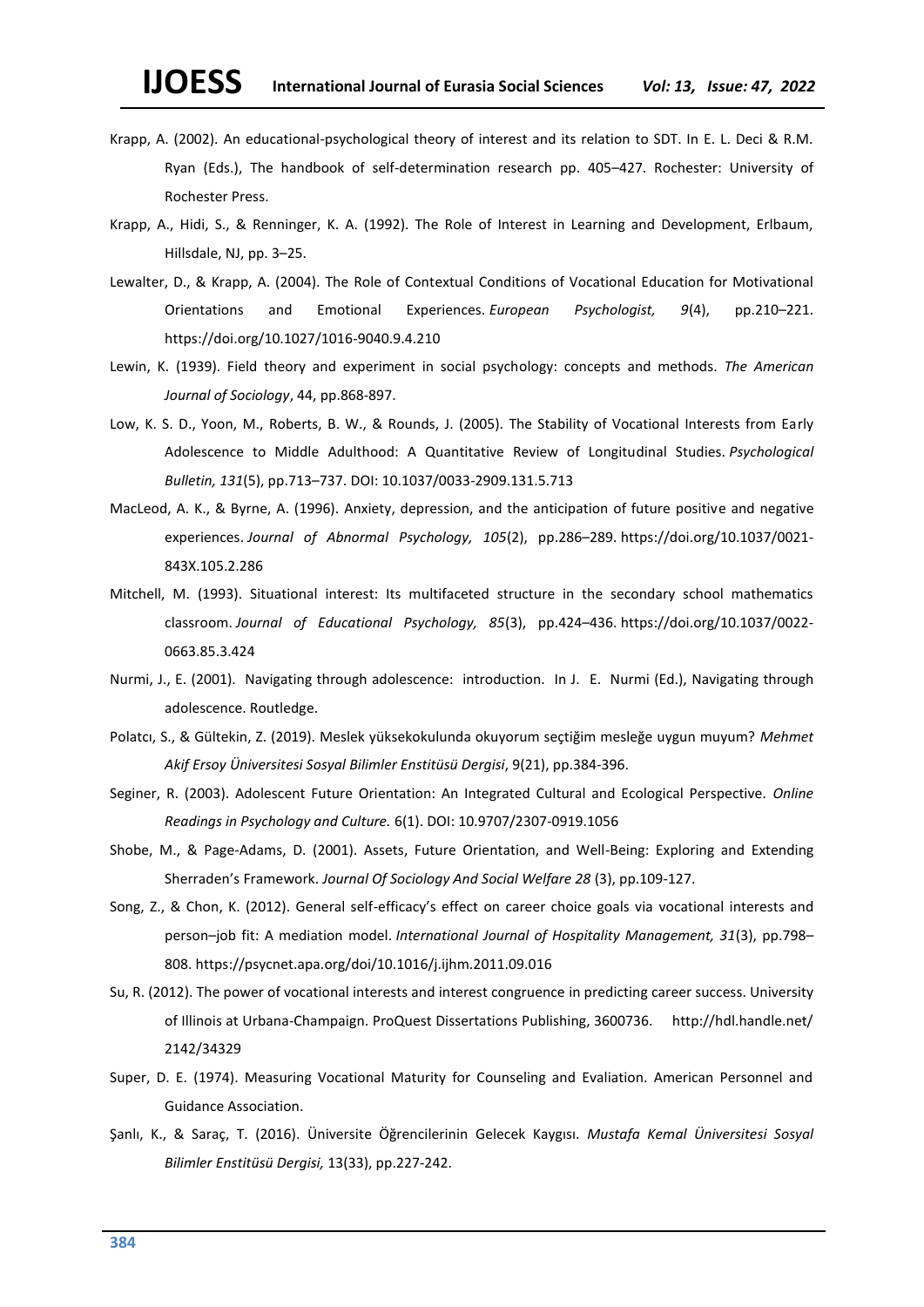Krapp, A. (2002). An educational-psychological theory of interest and its relation to SDT. In E. L. Deci & R.M. Ryan (Eds.), The handbook of self-determination research pp. 405–427. Rochester: University of Rochester Press.

Krapp, A., Hidi, S., & Renninger, K. A. (1992). The Role of Interest in Learning and Development, Erlbaum, Hillsdale, NJ, pp. 3–25.

Lewalter, D., & Krapp, A. (2004). The Role of Contextual Conditions of Vocational Education for Motivational Orientations and Emotional Experiences. *European Psychologist, 9*(4), pp.210–221. https://doi.org/10.1027/1016-9040.9.4.210

Lewin, K. (1939). Field theory and experiment in social psychology: concepts and methods. *The American Journal of Sociology*, 44, pp.868-897.

Low, K. S. D., Yoon, M., Roberts, B. W., & Rounds, J. (2005). The Stability of Vocational Interests from Early Adolescence to Middle Adulthood: A Quantitative Review of Longitudinal Studies. *Psychological Bulletin, 131*(5), pp.713–737. DOI: 10.1037/0033-2909.131.5.713

MacLeod, A. K., & Byrne, A. (1996). Anxiety, depression, and the anticipation of future positive and negative experiences. *Journal of Abnormal Psychology, 105*(2), pp.286–289. https://doi.org/10.1037/0021-843X.105.2.286

Mitchell, M. (1993). Situational interest: Its multifaceted structure in the secondary school mathematics classroom. *Journal of Educational Psychology, 85*(3), pp.424–436. https://doi.org/10.1037/0022-0663.85.3.424

Nurmi, J., E. (2001). Navigating through adolescence: introduction. In J. E. Nurmi (Ed.), Navigating through adolescence. Routledge.

Polatcı, S., & Gültekin, Z. (2019). Meslek yüksekokulunda okuyorum seçtiğim mesleğe uygun muyum? *Mehmet Akif Ersoy Üniversitesi Sosyal Bilimler Enstitüsü Dergisi*, 9(21), pp.384-396.

Seginer, R. (2003). Adolescent Future Orientation: An Integrated Cultural and Ecological Perspective. *Online Readings in Psychology and Culture.* 6(1). DOI: 10.9707/2307-0919.1056

Shobe, M., & Page-Adams, D. (2001). Assets, Future Orientation, and Well-Being: Exploring and Extending Sherraden's Framework. *Journal Of Sociology And Social Welfare 28* (3), pp.109-127.

Song, Z., & Chon, K. (2012). General self-efficacy's effect on career choice goals via vocational interests and person–job fit: A mediation model. *International Journal of Hospitality Management, 31*(3), pp.798–808. https://psycnet.apa.org/doi/10.1016/j.ijhm.2011.09.016

Su, R. (2012). The power of vocational interests and interest congruence in predicting career success. University of Illinois at Urbana-Champaign. ProQuest Dissertations Publishing, 3600736. http://hdl.handle.net/2142/34329

Super, D. E. (1974). Measuring Vocational Maturity for Counseling and Evaliation. American Personnel and Guidance Association.

Şanlı, K., & Saraç, T. (2016). Üniversite Öğrencilerinin Gelecek Kaygısı. *Mustafa Kemal Üniversitesi Sosyal Bilimler Enstitüsü Dergisi,* 13(33), pp.227-242.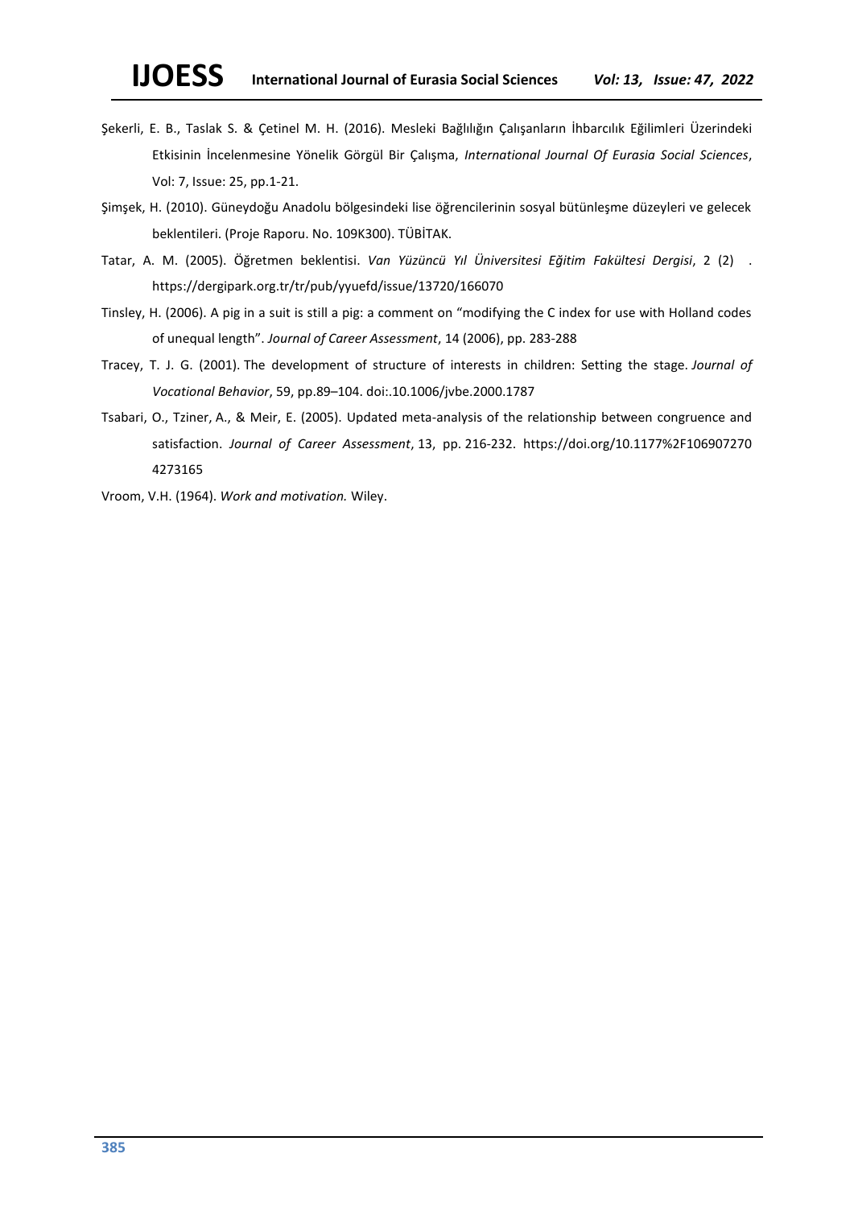Şekerli, E. B., Taslak S. & Çetinel M. H. (2016). Mesleki Bağlılığın Çalışanların İhbarcılık Eğilimleri Üzerindeki Etkisinin İncelenmesine Yönelik Görgül Bir Çalışma, *International Journal Of Eurasia Social Sciences*, Vol: 7, Issue: 25, pp.1-21.

Şimşek, H. (2010). Güneydoğu Anadolu bölgesindeki lise öğrencilerinin sosyal bütünleşme düzeyleri ve gelecek beklentileri. (Proje Raporu. No. 109K300). TÜBİTAK.

Tatar, A. M. (2005). Öğretmen beklentisi. *Van Yüzüncü Yıl Üniversitesi Eğitim Fakültesi Dergisi*, 2 (2) . https://dergipark.org.tr/tr/pub/yyuefd/issue/13720/166070

Tinsley, H. (2006). A pig in a suit is still a pig: a comment on "modifying the C index for use with Holland codes of unequal length". *Journal of Career Assessment*, 14 (2006), pp. 283-288

Tracey, T. J. G. (2001). The development of structure of interests in children: Setting the stage. *Journal of Vocational Behavior*, 59, pp.89–104. doi:.10.1006/jvbe.2000.1787

Tsabari, O., Tziner, A., & Meir, E. (2005). Updated meta-analysis of the relationship between congruence and satisfaction. *Journal of Career Assessment*, 13, pp. 216-232. https://doi.org/10.1177%2F106907270 4273165

Vroom, V.H. (1964). *Work and motivation.* Wiley.